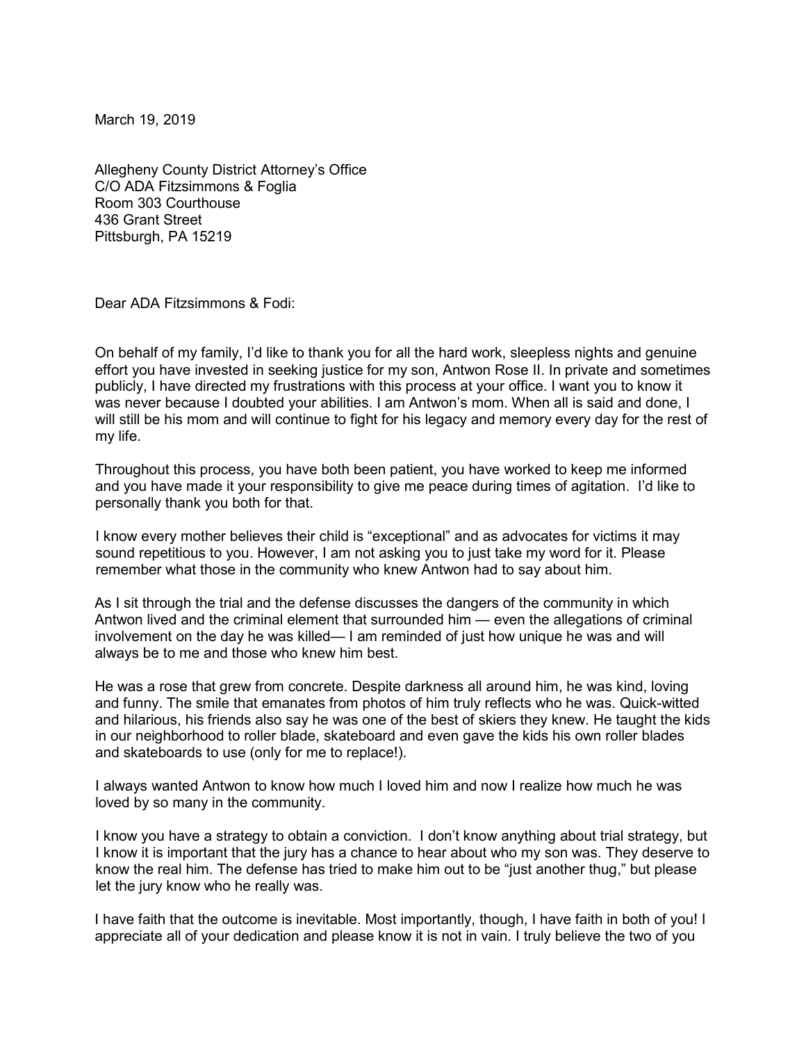March 19, 2019

Allegheny County District Attorney's Office
C/O ADA Fitzsimmons & Foglia
Room 303 Courthouse
436 Grant Street
Pittsburgh, PA 15219

Dear ADA Fitzsimmons & Fodi:

On behalf of my family, I'd like to thank you for all the hard work, sleepless nights and genuine effort you have invested in seeking justice for my son, Antwon Rose II. In private and sometimes publicly, I have directed my frustrations with this process at your office. I want you to know it was never because I doubted your abilities. I am Antwon's mom. When all is said and done, I will still be his mom and will continue to fight for his legacy and memory every day for the rest of my life.

Throughout this process, you have both been patient, you have worked to keep me informed and you have made it your responsibility to give me peace during times of agitation. I'd like to personally thank you both for that.

I know every mother believes their child is "exceptional" and as advocates for victims it may sound repetitious to you. However, I am not asking you to just take my word for it. Please remember what those in the community who knew Antwon had to say about him.

As I sit through the trial and the defense discusses the dangers of the community in which Antwon lived and the criminal element that surrounded him — even the allegations of criminal involvement on the day he was killed— I am reminded of just how unique he was and will always be to me and those who knew him best.

He was a rose that grew from concrete. Despite darkness all around him, he was kind, loving and funny. The smile that emanates from photos of him truly reflects who he was. Quick-witted and hilarious, his friends also say he was one of the best of skiers they knew. He taught the kids in our neighborhood to roller blade, skateboard and even gave the kids his own roller blades and skateboards to use (only for me to replace!).

I always wanted Antwon to know how much I loved him and now I realize how much he was loved by so many in the community.

I know you have a strategy to obtain a conviction. I don't know anything about trial strategy, but I know it is important that the jury has a chance to hear about who my son was. They deserve to know the real him. The defense has tried to make him out to be "just another thug," but please let the jury know who he really was.

I have faith that the outcome is inevitable. Most importantly, though, I have faith in both of you! I appreciate all of your dedication and please know it is not in vain. I truly believe the two of you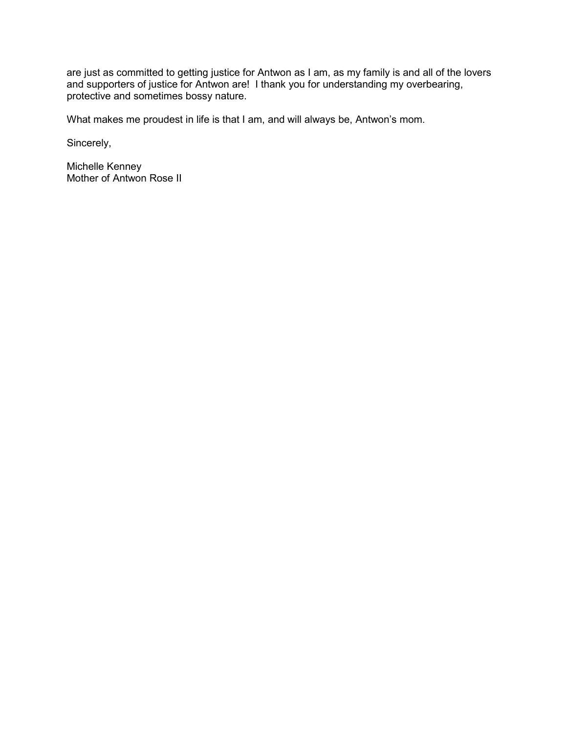are just as committed to getting justice for Antwon as I am, as my family is and all of the lovers and supporters of justice for Antwon are! I thank you for understanding my overbearing, protective and sometimes bossy nature.

What makes me proudest in life is that I am, and will always be, Antwon's mom.

Sincerely,

Michelle Kenney
Mother of Antwon Rose II